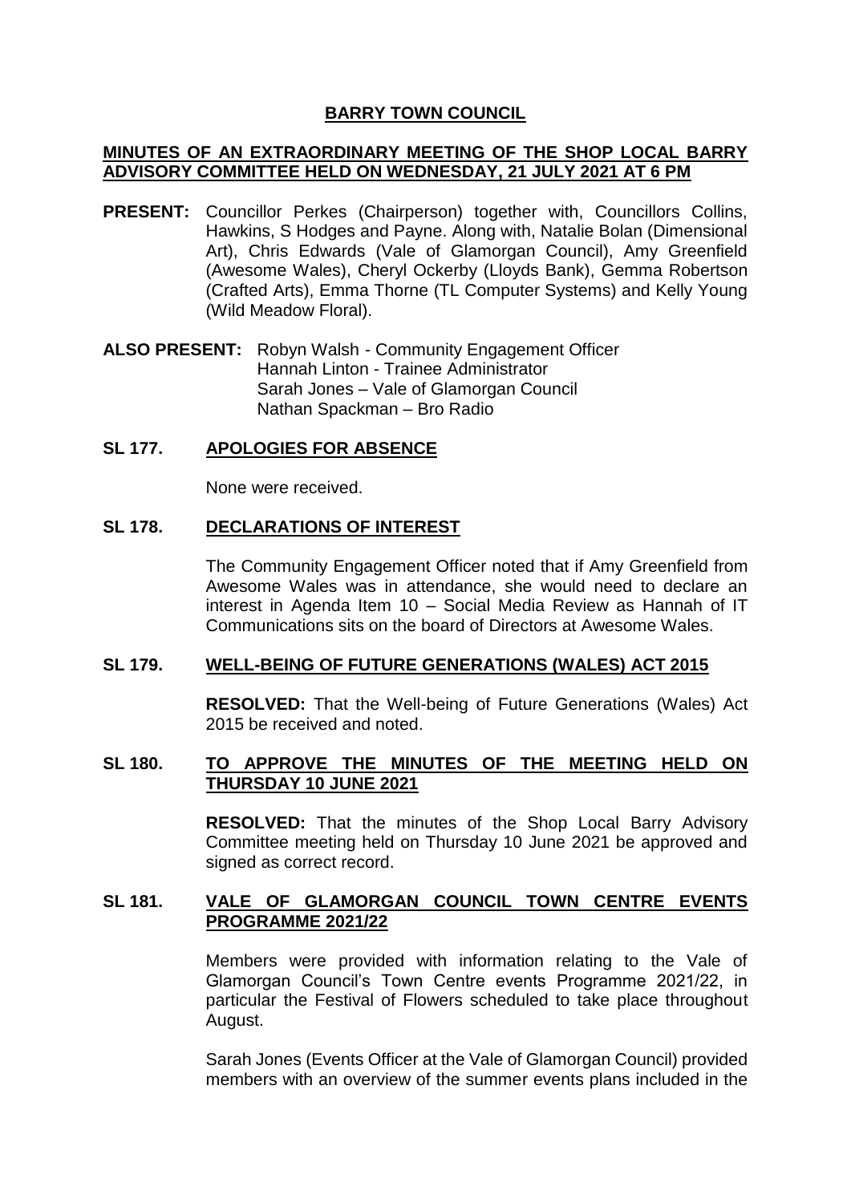# BARRY TOWN COUNCIL

## MINUTES OF AN EXTRAORDINARY MEETING OF THE SHOP LOCAL BARRY ADVISORY COMMITTEE HELD ON WEDNESDAY, 21 JULY 2021 AT 6 PM

**PRESENT:** Councillor Perkes (Chairperson) together with, Councillors Collins, Hawkins, S Hodges and Payne. Along with, Natalie Bolan (Dimensional Art), Chris Edwards (Vale of Glamorgan Council), Amy Greenfield (Awesome Wales), Cheryl Ockerby (Lloyds Bank), Gemma Robertson (Crafted Arts), Emma Thorne (TL Computer Systems) and Kelly Young (Wild Meadow Floral).

**ALSO PRESENT:** Robyn Walsh - Community Engagement Officer
Hannah Linton - Trainee Administrator
Sarah Jones – Vale of Glamorgan Council
Nathan Spackman – Bro Radio

### SL 177. APOLOGIES FOR ABSENCE

None were received.

### SL 178. DECLARATIONS OF INTEREST

The Community Engagement Officer noted that if Amy Greenfield from Awesome Wales was in attendance, she would need to declare an interest in Agenda Item 10 – Social Media Review as Hannah of IT Communications sits on the board of Directors at Awesome Wales.

### SL 179. WELL-BEING OF FUTURE GENERATIONS (WALES) ACT 2015

**RESOLVED:** That the Well-being of Future Generations (Wales) Act 2015 be received and noted.

### SL 180. TO APPROVE THE MINUTES OF THE MEETING HELD ON THURSDAY 10 JUNE 2021

**RESOLVED:** That the minutes of the Shop Local Barry Advisory Committee meeting held on Thursday 10 June 2021 be approved and signed as correct record.

### SL 181. VALE OF GLAMORGAN COUNCIL TOWN CENTRE EVENTS PROGRAMME 2021/22

Members were provided with information relating to the Vale of Glamorgan Council's Town Centre events Programme 2021/22, in particular the Festival of Flowers scheduled to take place throughout August.

Sarah Jones (Events Officer at the Vale of Glamorgan Council) provided members with an overview of the summer events plans included in the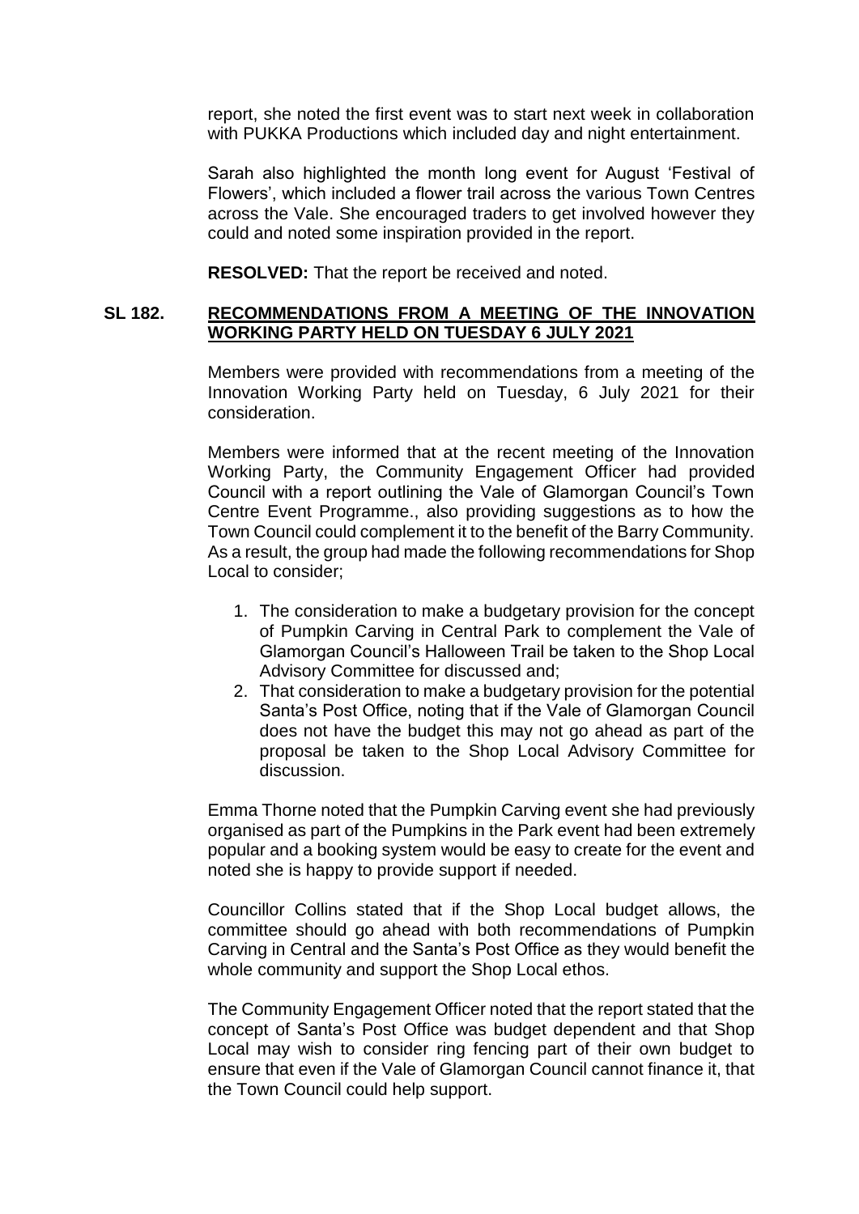report, she noted the first event was to start next week in collaboration with PUKKA Productions which included day and night entertainment.

Sarah also highlighted the month long event for August 'Festival of Flowers', which included a flower trail across the various Town Centres across the Vale. She encouraged traders to get involved however they could and noted some inspiration provided in the report.

**RESOLVED:** That the report be received and noted.

## SL 182. RECOMMENDATIONS FROM A MEETING OF THE INNOVATION WORKING PARTY HELD ON TUESDAY 6 JULY 2021

Members were provided with recommendations from a meeting of the Innovation Working Party held on Tuesday, 6 July 2021 for their consideration.

Members were informed that at the recent meeting of the Innovation Working Party, the Community Engagement Officer had provided Council with a report outlining the Vale of Glamorgan Council's Town Centre Event Programme., also providing suggestions as to how the Town Council could complement it to the benefit of the Barry Community. As a result, the group had made the following recommendations for Shop Local to consider;

1. The consideration to make a budgetary provision for the concept of Pumpkin Carving in Central Park to complement the Vale of Glamorgan Council's Halloween Trail be taken to the Shop Local Advisory Committee for discussed and;
2. That consideration to make a budgetary provision for the potential Santa's Post Office, noting that if the Vale of Glamorgan Council does not have the budget this may not go ahead as part of the proposal be taken to the Shop Local Advisory Committee for discussion.

Emma Thorne noted that the Pumpkin Carving event she had previously organised as part of the Pumpkins in the Park event had been extremely popular and a booking system would be easy to create for the event and noted she is happy to provide support if needed.

Councillor Collins stated that if the Shop Local budget allows, the committee should go ahead with both recommendations of Pumpkin Carving in Central and the Santa's Post Office as they would benefit the whole community and support the Shop Local ethos.

The Community Engagement Officer noted that the report stated that the concept of Santa's Post Office was budget dependent and that Shop Local may wish to consider ring fencing part of their own budget to ensure that even if the Vale of Glamorgan Council cannot finance it, that the Town Council could help support.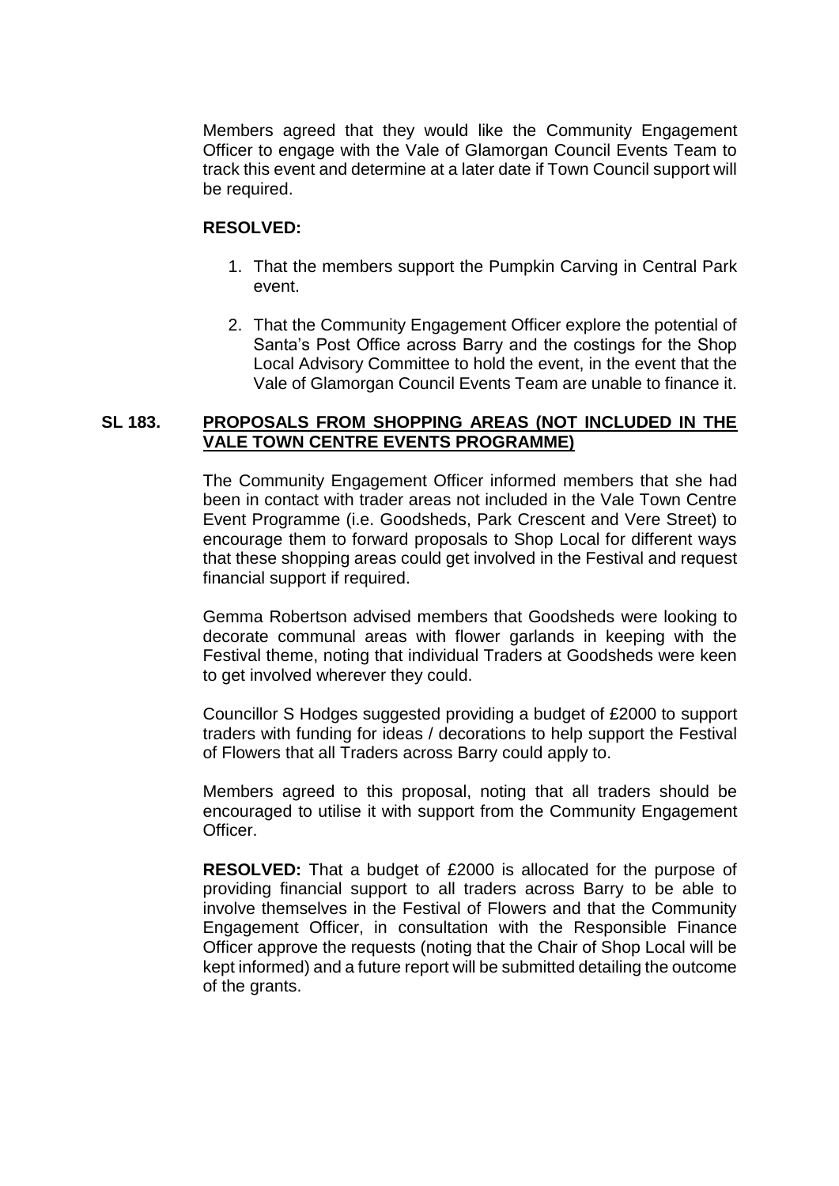Members agreed that they would like the Community Engagement Officer to engage with the Vale of Glamorgan Council Events Team to track this event and determine at a later date if Town Council support will be required.

**RESOLVED:**

1. That the members support the Pumpkin Carving in Central Park event.

2. That the Community Engagement Officer explore the potential of Santa's Post Office across Barry and the costings for the Shop Local Advisory Committee to hold the event, in the event that the Vale of Glamorgan Council Events Team are unable to finance it.

## SL 183. PROPOSALS FROM SHOPPING AREAS (NOT INCLUDED IN THE VALE TOWN CENTRE EVENTS PROGRAMME)

The Community Engagement Officer informed members that she had been in contact with trader areas not included in the Vale Town Centre Event Programme (i.e. Goodsheds, Park Crescent and Vere Street) to encourage them to forward proposals to Shop Local for different ways that these shopping areas could get involved in the Festival and request financial support if required.

Gemma Robertson advised members that Goodsheds were looking to decorate communal areas with flower garlands in keeping with the Festival theme, noting that individual Traders at Goodsheds were keen to get involved wherever they could.

Councillor S Hodges suggested providing a budget of £2000 to support traders with funding for ideas / decorations to help support the Festival of Flowers that all Traders across Barry could apply to.

Members agreed to this proposal, noting that all traders should be encouraged to utilise it with support from the Community Engagement Officer.

**RESOLVED:** That a budget of £2000 is allocated for the purpose of providing financial support to all traders across Barry to be able to involve themselves in the Festival of Flowers and that the Community Engagement Officer, in consultation with the Responsible Finance Officer approve the requests (noting that the Chair of Shop Local will be kept informed) and a future report will be submitted detailing the outcome of the grants.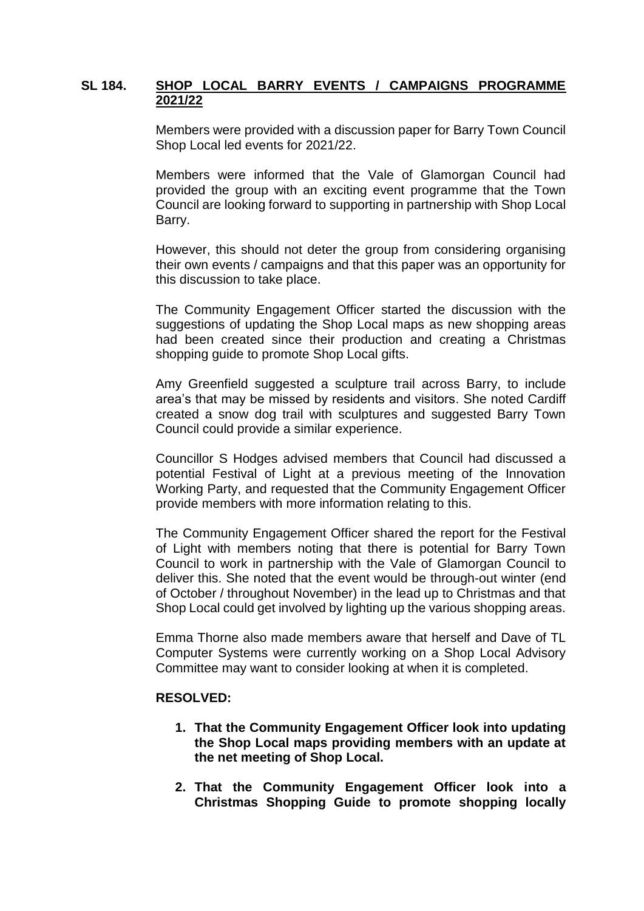**SL 184. SHOP LOCAL BARRY EVENTS / CAMPAIGNS PROGRAMME 2021/22**

Members were provided with a discussion paper for Barry Town Council Shop Local led events for 2021/22.

Members were informed that the Vale of Glamorgan Council had provided the group with an exciting event programme that the Town Council are looking forward to supporting in partnership with Shop Local Barry.

However, this should not deter the group from considering organising their own events / campaigns and that this paper was an opportunity for this discussion to take place.

The Community Engagement Officer started the discussion with the suggestions of updating the Shop Local maps as new shopping areas had been created since their production and creating a Christmas shopping guide to promote Shop Local gifts.

Amy Greenfield suggested a sculpture trail across Barry, to include area's that may be missed by residents and visitors. She noted Cardiff created a snow dog trail with sculptures and suggested Barry Town Council could provide a similar experience.

Councillor S Hodges advised members that Council had discussed a potential Festival of Light at a previous meeting of the Innovation Working Party, and requested that the Community Engagement Officer provide members with more information relating to this.

The Community Engagement Officer shared the report for the Festival of Light with members noting that there is potential for Barry Town Council to work in partnership with the Vale of Glamorgan Council to deliver this. She noted that the event would be through-out winter (end of October / throughout November) in the lead up to Christmas and that Shop Local could get involved by lighting up the various shopping areas.

Emma Thorne also made members aware that herself and Dave of TL Computer Systems were currently working on a Shop Local Advisory Committee may want to consider looking at when it is completed.

**RESOLVED:**

1. **That the Community Engagement Officer look into updating the Shop Local maps providing members with an update at the net meeting of Shop Local.**

2. **That the Community Engagement Officer look into a Christmas Shopping Guide to promote shopping locally**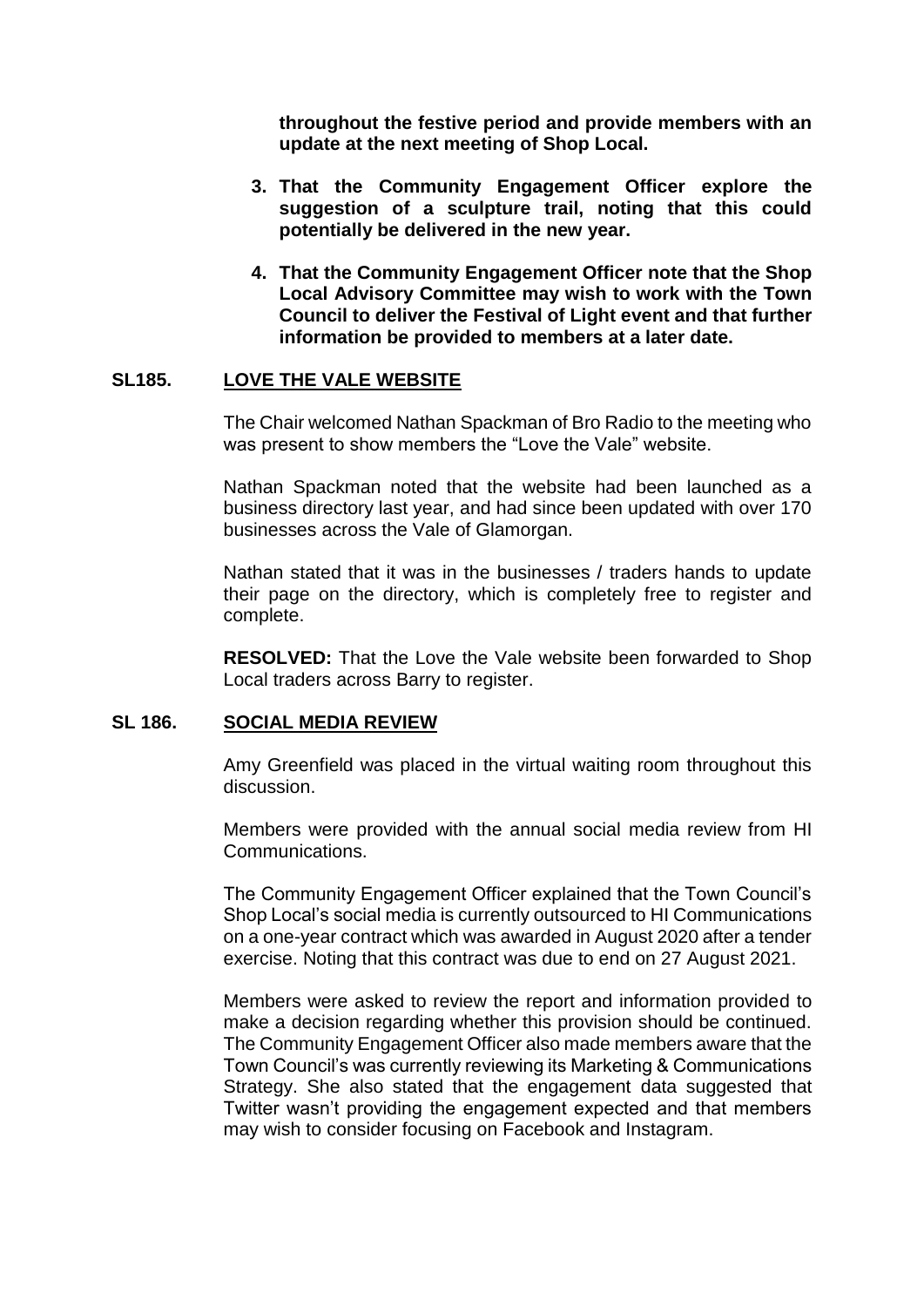**throughout the festive period and provide members with an update at the next meeting of Shop Local.**

3. **That the Community Engagement Officer explore the suggestion of a sculpture trail, noting that this could potentially be delivered in the new year.**

4. **That the Community Engagement Officer note that the Shop Local Advisory Committee may wish to work with the Town Council to deliver the Festival of Light event and that further information be provided to members at a later date.**

## SL185. LOVE THE VALE WEBSITE

The Chair welcomed Nathan Spackman of Bro Radio to the meeting who was present to show members the "Love the Vale" website.

Nathan Spackman noted that the website had been launched as a business directory last year, and had since been updated with over 170 businesses across the Vale of Glamorgan.

Nathan stated that it was in the businesses / traders hands to update their page on the directory, which is completely free to register and complete.

**RESOLVED:** That the Love the Vale website been forwarded to Shop Local traders across Barry to register.

## SL 186. SOCIAL MEDIA REVIEW

Amy Greenfield was placed in the virtual waiting room throughout this discussion.

Members were provided with the annual social media review from HI Communications.

The Community Engagement Officer explained that the Town Council's Shop Local's social media is currently outsourced to HI Communications on a one-year contract which was awarded in August 2020 after a tender exercise. Noting that this contract was due to end on 27 August 2021.

Members were asked to review the report and information provided to make a decision regarding whether this provision should be continued. The Community Engagement Officer also made members aware that the Town Council's was currently reviewing its Marketing & Communications Strategy. She also stated that the engagement data suggested that Twitter wasn't providing the engagement expected and that members may wish to consider focusing on Facebook and Instagram.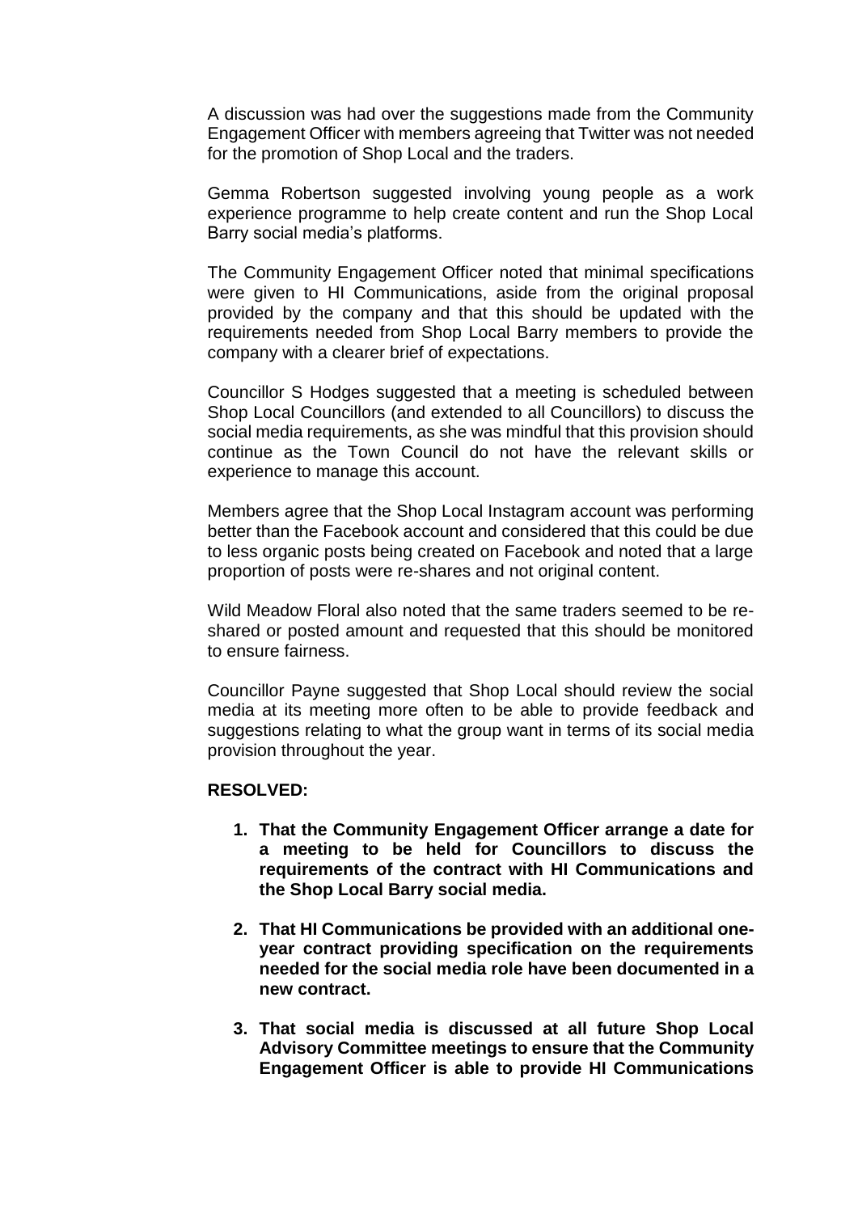A discussion was had over the suggestions made from the Community Engagement Officer with members agreeing that Twitter was not needed for the promotion of Shop Local and the traders.

Gemma Robertson suggested involving young people as a work experience programme to help create content and run the Shop Local Barry social media's platforms.

The Community Engagement Officer noted that minimal specifications were given to HI Communications, aside from the original proposal provided by the company and that this should be updated with the requirements needed from Shop Local Barry members to provide the company with a clearer brief of expectations.

Councillor S Hodges suggested that a meeting is scheduled between Shop Local Councillors (and extended to all Councillors) to discuss the social media requirements, as she was mindful that this provision should continue as the Town Council do not have the relevant skills or experience to manage this account.

Members agree that the Shop Local Instagram account was performing better than the Facebook account and considered that this could be due to less organic posts being created on Facebook and noted that a large proportion of posts were re-shares and not original content.

Wild Meadow Floral also noted that the same traders seemed to be re-shared or posted amount and requested that this should be monitored to ensure fairness.

Councillor Payne suggested that Shop Local should review the social media at its meeting more often to be able to provide feedback and suggestions relating to what the group want in terms of its social media provision throughout the year.

**RESOLVED:**

1. **That the Community Engagement Officer arrange a date for a meeting to be held for Councillors to discuss the requirements of the contract with HI Communications and the Shop Local Barry social media.**

2. **That HI Communications be provided with an additional one-year contract providing specification on the requirements needed for the social media role have been documented in a new contract.**

3. **That social media is discussed at all future Shop Local Advisory Committee meetings to ensure that the Community Engagement Officer is able to provide HI Communications**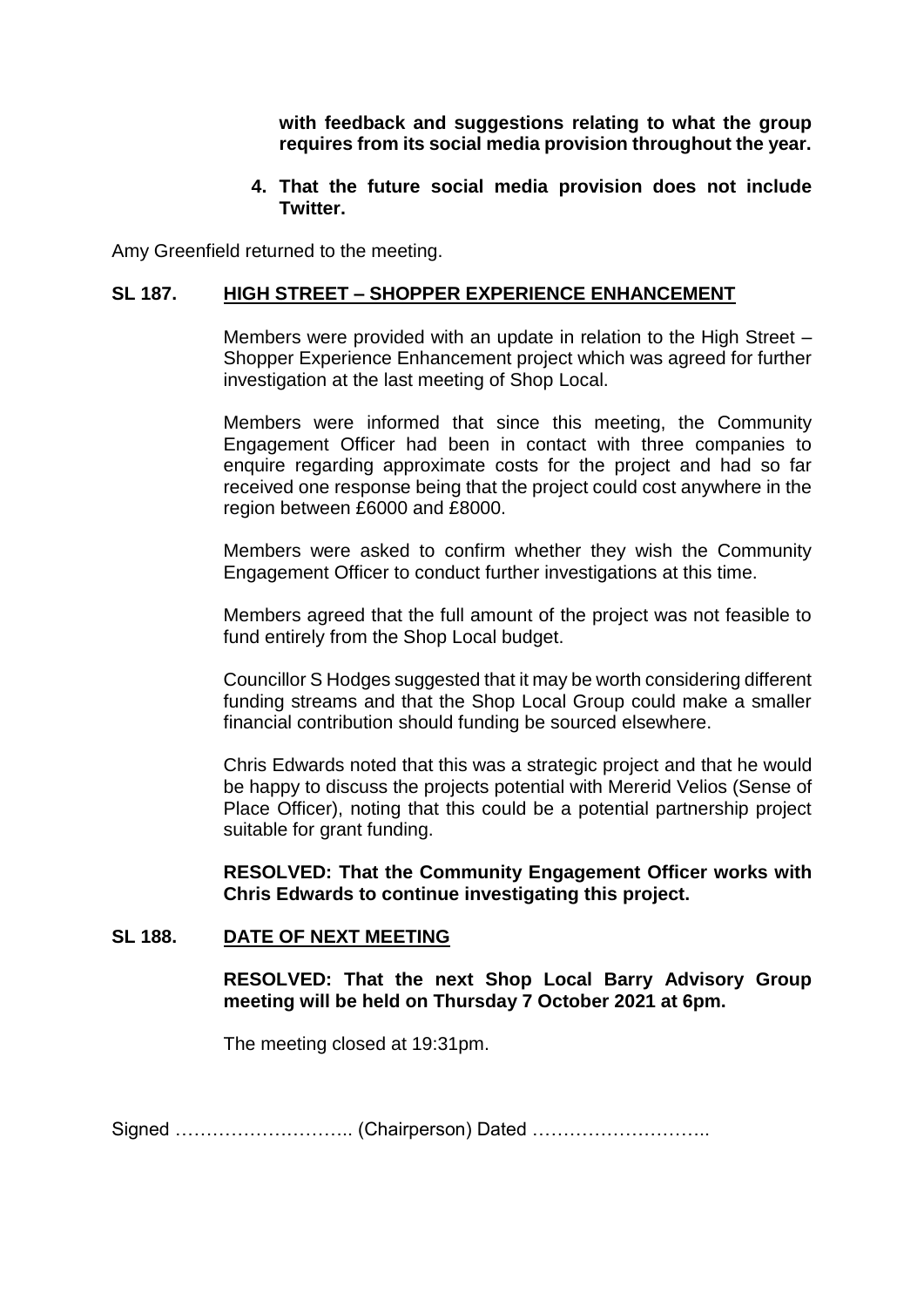**with feedback and suggestions relating to what the group requires from its social media provision throughout the year.**

4. **That the future social media provision does not include Twitter.**

Amy Greenfield returned to the meeting.

## SL 187. HIGH STREET – SHOPPER EXPERIENCE ENHANCEMENT

Members were provided with an update in relation to the High Street – Shopper Experience Enhancement project which was agreed for further investigation at the last meeting of Shop Local.

Members were informed that since this meeting, the Community Engagement Officer had been in contact with three companies to enquire regarding approximate costs for the project and had so far received one response being that the project could cost anywhere in the region between £6000 and £8000.

Members were asked to confirm whether they wish the Community Engagement Officer to conduct further investigations at this time.

Members agreed that the full amount of the project was not feasible to fund entirely from the Shop Local budget.

Councillor S Hodges suggested that it may be worth considering different funding streams and that the Shop Local Group could make a smaller financial contribution should funding be sourced elsewhere.

Chris Edwards noted that this was a strategic project and that he would be happy to discuss the projects potential with Mererid Velios (Sense of Place Officer), noting that this could be a potential partnership project suitable for grant funding.

**RESOLVED: That the Community Engagement Officer works with Chris Edwards to continue investigating this project.**

## SL 188. DATE OF NEXT MEETING

**RESOLVED: That the next Shop Local Barry Advisory Group meeting will be held on Thursday 7 October 2021 at 6pm.**

The meeting closed at 19:31pm.

Signed ……………………….. (Chairperson) Dated ………………………..